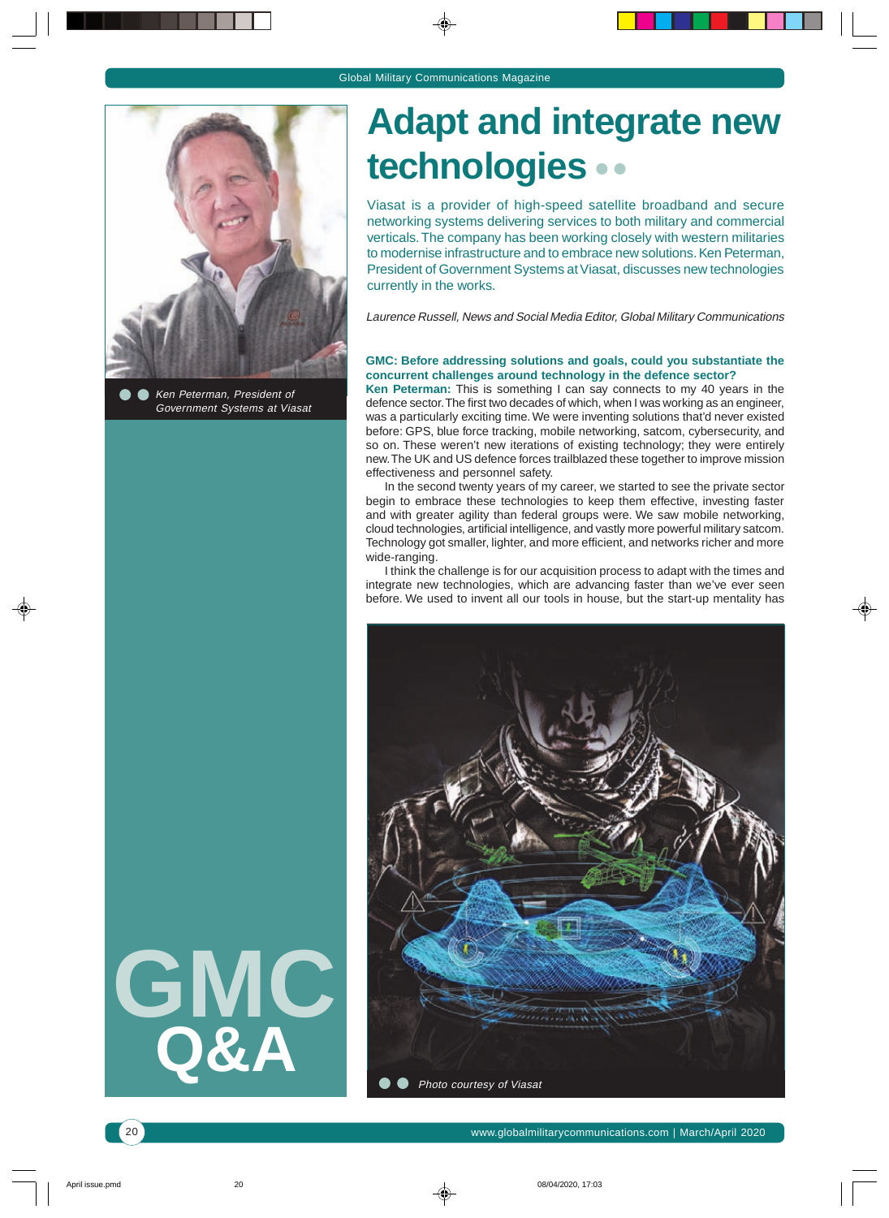# Adapt and integrate new technologies

Viasat is a provider of high-speed satellite broadband and secure networking systems delivering services to both military and commercial verticals. The company has been working closely with western militaries to modernise infrastructure and to embrace new solutions. Ken Peterman, President of Government Systems at Viasat, discusses new technologies currently in the works.

*Laurence Russell, News and Social Media Editor, Global Military Communications*

Ken Peterman, President of Government Systems at Viasat

GMC Q&A

**GMC: Before addressing solutions and goals, could you substantiate the concurrent challenges around technology in the defence sector?**

**Ken Peterman:** This is something I can say connects to my 40 years in the defence sector. The first two decades of which, when I was working as an engineer, was a particularly exciting time. We were inventing solutions that'd never existed before: GPS, blue force tracking, mobile networking, satcom, cybersecurity, and so on. These weren't new iterations of existing technology; they were entirely new. The UK and US defence forces trailblazed these together to improve mission effectiveness and personnel safety.

In the second twenty years of my career, we started to see the private sector begin to embrace these technologies to keep them effective, investing faster and with greater agility than federal groups were. We saw mobile networking, cloud technologies, artificial intelligence, and vastly more powerful military satcom. Technology got smaller, lighter, and more efficient, and networks richer and more wide-ranging.

I think the challenge is for our acquisition process to adapt with the times and integrate new technologies, which are advancing faster than we've ever seen before. We used to invent all our tools in house, but the start-up mentality has

Photo courtesy of Viasat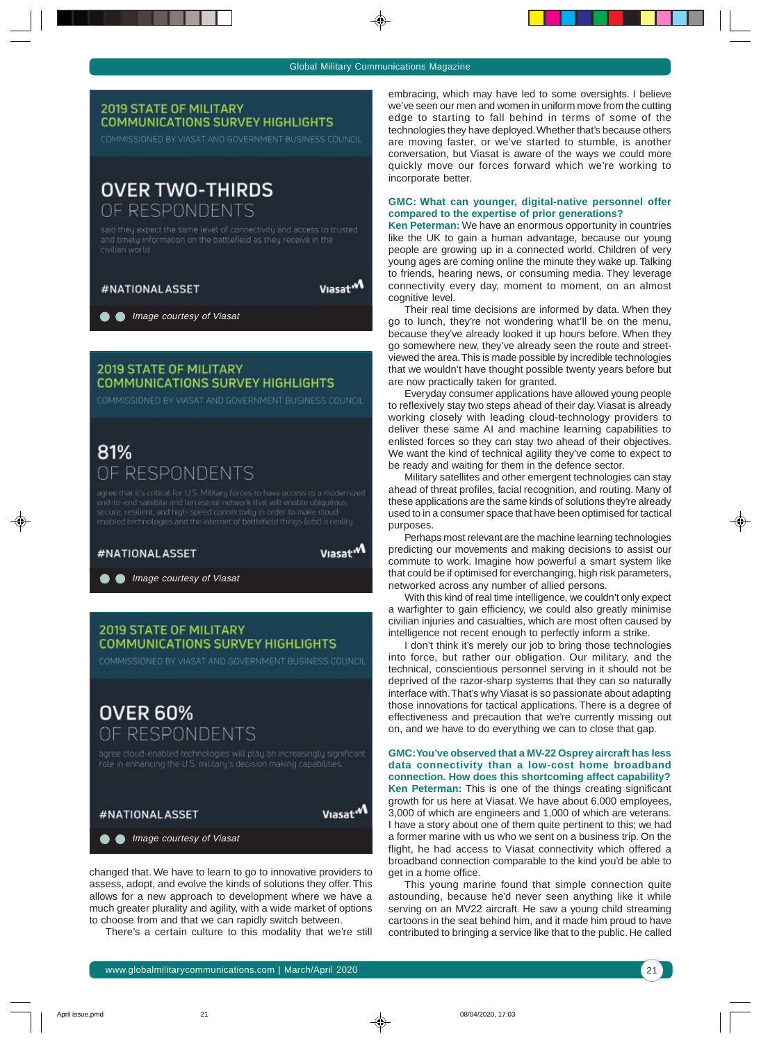## 2019 STATE OF MILITARY COMMUNICATIONS SURVEY HIGHLIGHTS

COMMISSIONED BY VIASAT AND GOVERNMENT BUSINESS COUNCIL

**OVER TWO-THIRDS**
OF RESPONDENTS

said they expect the same level of connectivity and access to trusted and timely information on the battlefield as they receive in the civilian world.

#NATIONALASSET Viasat

*Image courtesy of Viasat*

## 2019 STATE OF MILITARY COMMUNICATIONS SURVEY HIGHLIGHTS

COMMISSIONED BY VIASAT AND GOVERNMENT BUSINESS COUNCIL

**81%**
OF RESPONDENTS

agree that it's critical for U.S. Military forces to have access to a modernized end-to-end satellite and terrestrial network that will enable ubiquitous, secure, resilient, and high-speed connectivity in order to make cloud-enabled technologies and the internet of battlefield things (iobt) a reality.

#NATIONALASSET Viasat

*Image courtesy of Viasat*

## 2019 STATE OF MILITARY COMMUNICATIONS SURVEY HIGHLIGHTS

COMMISSIONED BY VIASAT AND GOVERNMENT BUSINESS COUNCIL

**OVER 60%**
OF RESPONDENTS

agree cloud-enabled technologies will play an increasingly significant role in enhancing the U.S. military's decision making capabilities.

#NATIONALASSET Viasat

*Image courtesy of Viasat*

changed that. We have to learn to go to innovative providers to assess, adopt, and evolve the kinds of solutions they offer. This allows for a new approach to development where we have a much greater plurality and agility, with a wide market of options to choose from and that we can rapidly switch between.

There's a certain culture to this modality that we're still embracing, which may have led to some oversights. I believe we've seen our men and women in uniform move from the cutting edge to starting to fall behind in terms of some of the technologies they have deployed. Whether that's because others are moving faster, or we've started to stumble, is another conversation, but Viasat is aware of the ways we could more quickly move our forces forward which we're working to incorporate better.

**GMC: What can younger, digital-native personnel offer compared to the expertise of prior generations?**

**Ken Peterman:** We have an enormous opportunity in countries like the UK to gain a human advantage, because our young people are growing up in a connected world. Children of very young ages are coming online the minute they wake up. Talking to friends, hearing news, or consuming media. They leverage connectivity every day, moment to moment, on an almost cognitive level.

Their real time decisions are informed by data. When they go to lunch, they're not wondering what'll be on the menu, because they've already looked it up hours before. When they go somewhere new, they've already seen the route and street-viewed the area. This is made possible by incredible technologies that we wouldn't have thought possible twenty years before but are now practically taken for granted.

Everyday consumer applications have allowed young people to reflexively stay two steps ahead of their day. Viasat is already working closely with leading cloud-technology providers to deliver these same AI and machine learning capabilities to enlisted forces so they can stay two ahead of their objectives. We want the kind of technical agility they've come to expect to be ready and waiting for them in the defence sector.

Military satellites and other emergent technologies can stay ahead of threat profiles, facial recognition, and routing. Many of these applications are the same kinds of solutions they're already used to in a consumer space that have been optimised for tactical purposes.

Perhaps most relevant are the machine learning technologies predicting our movements and making decisions to assist our commute to work. Imagine how powerful a smart system like that could be if optimised for everchanging, high risk parameters, networked across any number of allied persons.

With this kind of real time intelligence, we couldn't only expect a warfighter to gain efficiency, we could also greatly minimise civilian injuries and casualties, which are most often caused by intelligence not recent enough to perfectly inform a strike.

I don't think it's merely our job to bring those technologies into force, but rather our obligation. Our military, and the technical, conscientious personnel serving in it should not be deprived of the razor-sharp systems that they can so naturally interface with. That's why Viasat is so passionate about adapting those innovations for tactical applications. There is a degree of effectiveness and precaution that we're currently missing out on, and we have to do everything we can to close that gap.

**GMC: You've observed that a MV-22 Osprey aircraft has less data connectivity than a low-cost home broadband connection. How does this shortcoming affect capability?**

**Ken Peterman:** This is one of the things creating significant growth for us here at Viasat. We have about 6,000 employees, 3,000 of which are engineers and 1,000 of which are veterans. I have a story about one of them quite pertinent to this; we had a former marine with us who we sent on a business trip. On the flight, he had access to Viasat connectivity which offered a broadband connection comparable to the kind you'd be able to get in a home office.

This young marine found that simple connection quite astounding, because he'd never seen anything like it while serving on an MV22 aircraft. He saw a young child streaming cartoons in the seat behind him, and it made him proud to have contributed to bringing a service like that to the public. He called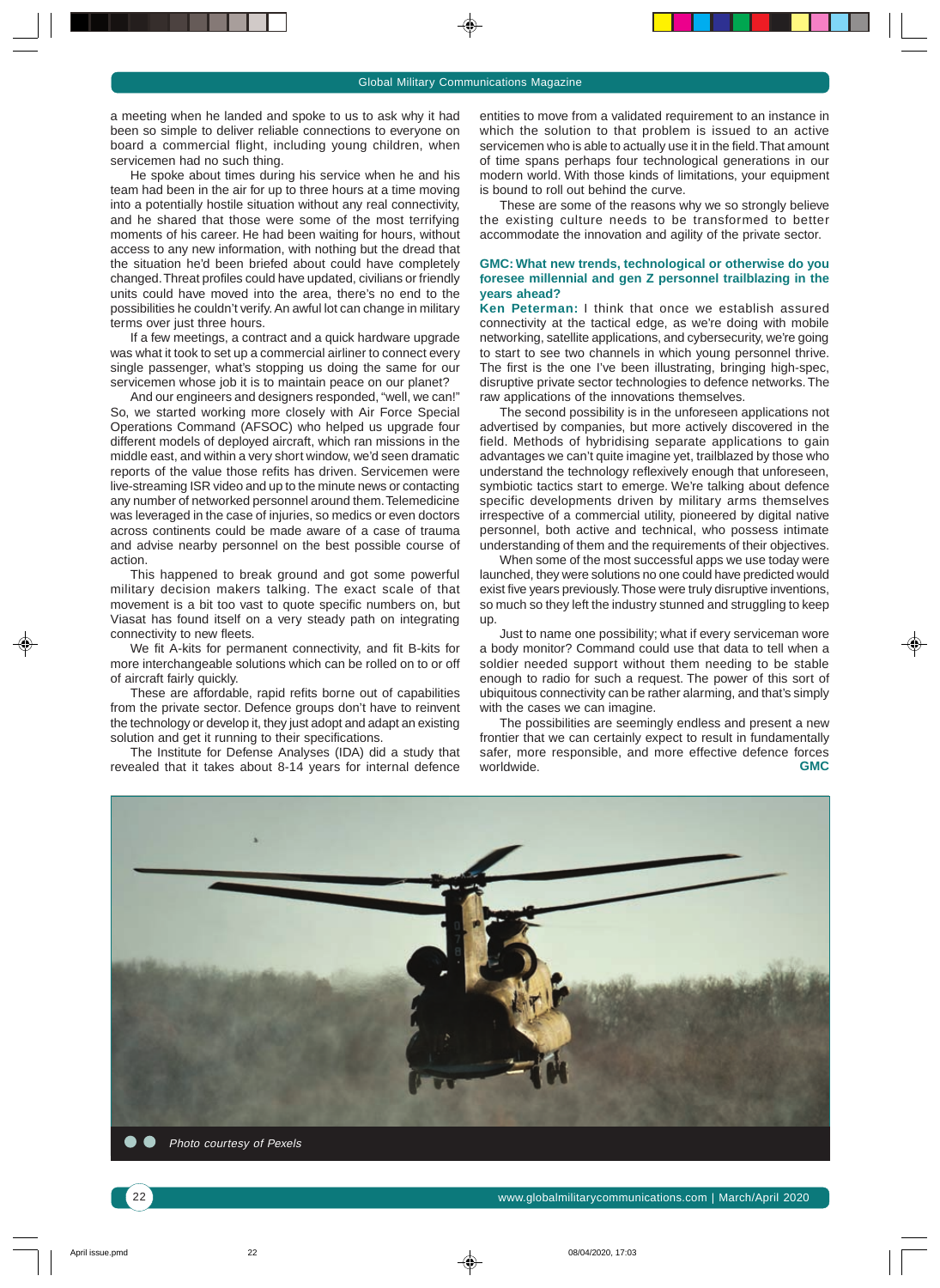a meeting when he landed and spoke to us to ask why it had been so simple to deliver reliable connections to everyone on board a commercial flight, including young children, when servicemen had no such thing.

He spoke about times during his service when he and his team had been in the air for up to three hours at a time moving into a potentially hostile situation without any real connectivity, and he shared that those were some of the most terrifying moments of his career. He had been waiting for hours, without access to any new information, with nothing but the dread that the situation he'd been briefed about could have completely changed. Threat profiles could have updated, civilians or friendly units could have moved into the area, there's no end to the possibilities he couldn't verify. An awful lot can change in military terms over just three hours.

If a few meetings, a contract and a quick hardware upgrade was what it took to set up a commercial airliner to connect every single passenger, what's stopping us doing the same for our servicemen whose job it is to maintain peace on our planet?

And our engineers and designers responded, "well, we can!" So, we started working more closely with Air Force Special Operations Command (AFSOC) who helped us upgrade four different models of deployed aircraft, which ran missions in the middle east, and within a very short window, we'd seen dramatic reports of the value those refits has driven. Servicemen were live-streaming ISR video and up to the minute news or contacting any number of networked personnel around them. Telemedicine was leveraged in the case of injuries, so medics or even doctors across continents could be made aware of a case of trauma and advise nearby personnel on the best possible course of action.

This happened to break ground and got some powerful military decision makers talking. The exact scale of that movement is a bit too vast to quote specific numbers on, but Viasat has found itself on a very steady path on integrating connectivity to new fleets.

We fit A-kits for permanent connectivity, and fit B-kits for more interchangeable solutions which can be rolled on to or off of aircraft fairly quickly.

These are affordable, rapid refits borne out of capabilities from the private sector. Defence groups don't have to reinvent the technology or develop it, they just adopt and adapt an existing solution and get it running to their specifications.

The Institute for Defense Analyses (IDA) did a study that revealed that it takes about 8-14 years for internal defence entities to move from a validated requirement to an instance in which the solution to that problem is issued to an active servicemen who is able to actually use it in the field. That amount of time spans perhaps four technological generations in our modern world. With those kinds of limitations, your equipment is bound to roll out behind the curve.

These are some of the reasons why we so strongly believe the existing culture needs to be transformed to better accommodate the innovation and agility of the private sector.

**GMC: What new trends, technological or otherwise do you foresee millennial and gen Z personnel trailblazing in the years ahead?**

**Ken Peterman:** I think that once we establish assured connectivity at the tactical edge, as we're doing with mobile networking, satellite applications, and cybersecurity, we're going to start to see two channels in which young personnel thrive. The first is the one I've been illustrating, bringing high-spec, disruptive private sector technologies to defence networks. The raw applications of the innovations themselves.

The second possibility is in the unforeseen applications not advertised by companies, but more actively discovered in the field. Methods of hybridising separate applications to gain advantages we can't quite imagine yet, trailblazed by those who understand the technology reflexively enough that unforeseen, symbiotic tactics start to emerge. We're talking about defence specific developments driven by military arms themselves irrespective of a commercial utility, pioneered by digital native personnel, both active and technical, who possess intimate understanding of them and the requirements of their objectives.

When some of the most successful apps we use today were launched, they were solutions no one could have predicted would exist five years previously. Those were truly disruptive inventions, so much so they left the industry stunned and struggling to keep up.

Just to name one possibility; what if every serviceman wore a body monitor? Command could use that data to tell when a soldier needed support without them needing to be stable enough to radio for such a request. The power of this sort of ubiquitous connectivity can be rather alarming, and that's simply with the cases we can imagine.

The possibilities are seemingly endless and present a new frontier that we can certainly expect to result in fundamentally safer, more responsible, and more effective defence forces worldwide. **GMC**

*Photo courtesy of Pexels*